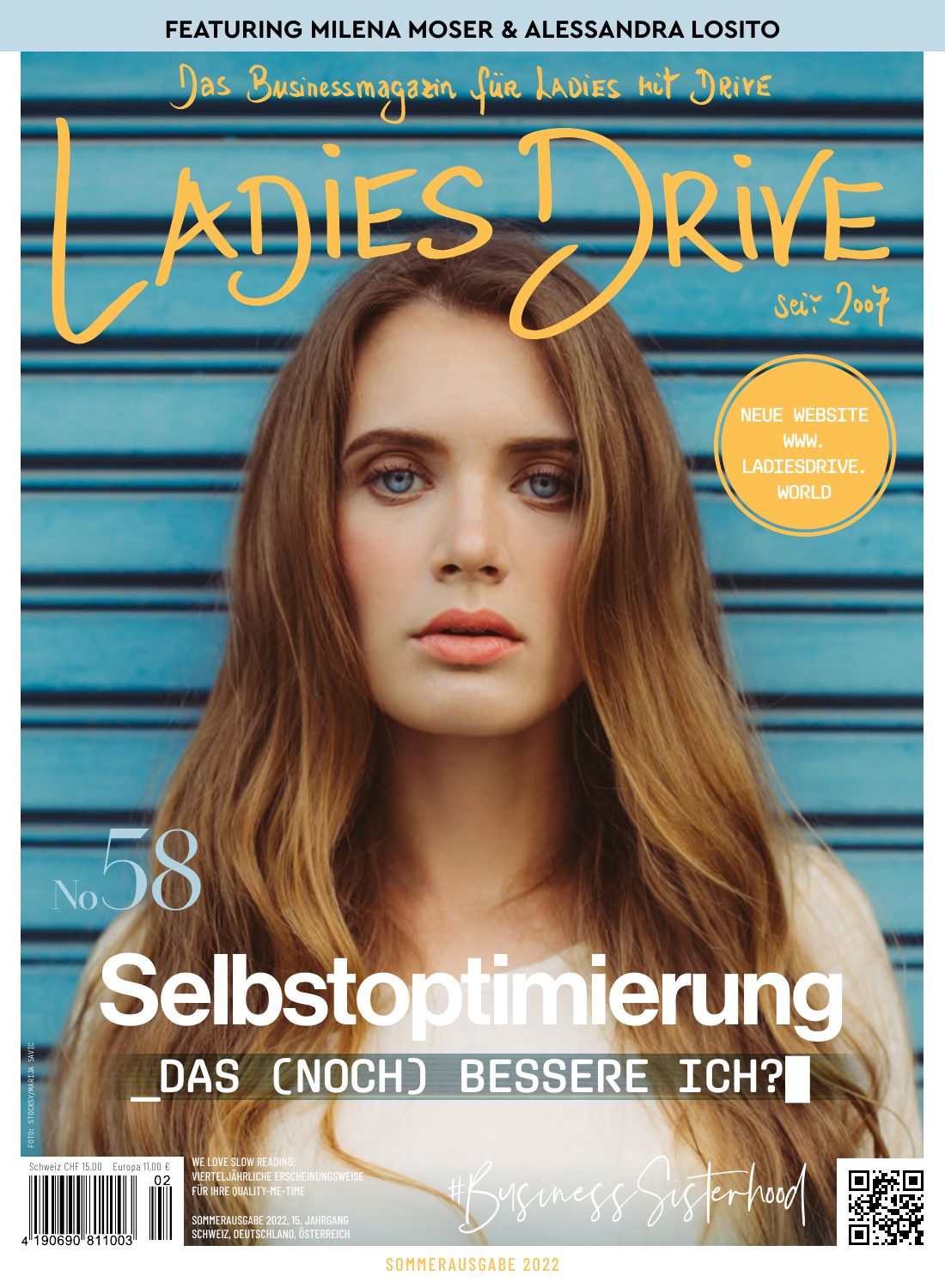FEATURING MILENA MOSER & ALESSANDRA LOSITO

Das Businessmagazin für Ladies mit Drive

# Ladies Drive

seit 2007

NEUE WEBSITE WWW.LADIESDRIVE.WORLD

No 58

# Selbstoptimierung

## _DAS (NOCH) BESSERE ICH?

FOTO: STOCKSY/MARIJA SAVIC

Schweiz CHF 15.00 Europa 11,00 €

02

4 190690 811003

WE LOVE SLOW READING: VIERTELJÄHRLICHE ERSCHEINUNGSWEISE FÜR IHRE QUALITY-ME-TIME

SOMMERAUSGABE 2022, 15. JAHRGANG
SCHWEIZ, DEUTSCHLAND, ÖSTERREICH

#BusinessSisterhood

SOMMERAUSGABE 2022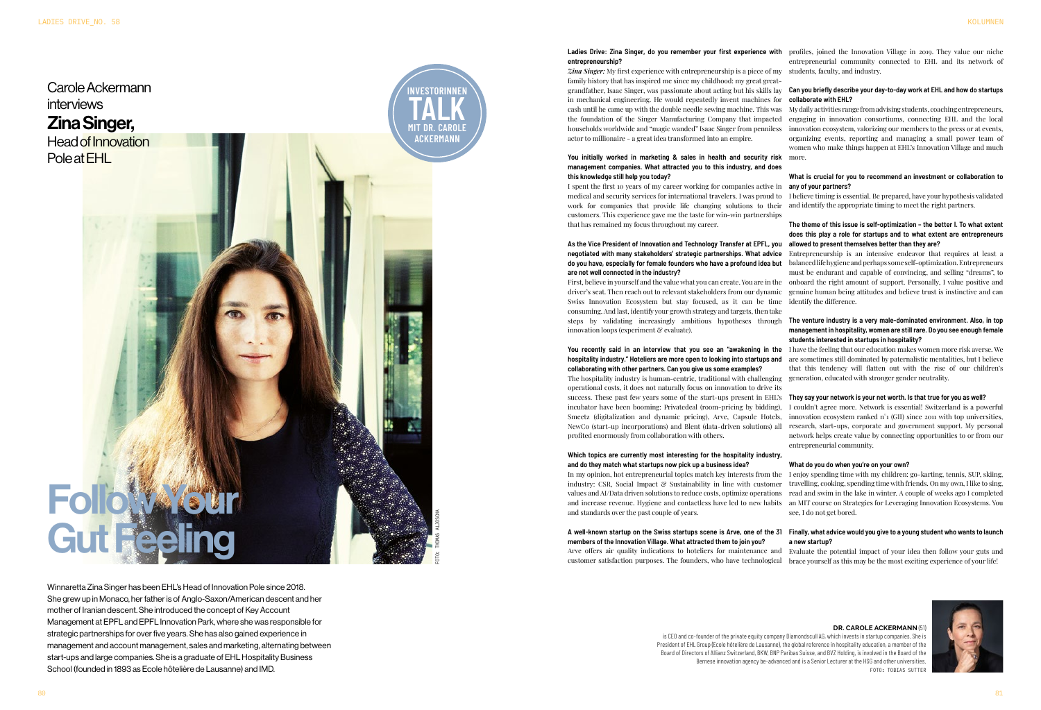# Carole Ackermann interviews **Zina Singer,** Head of Innovation Pole at EHL

INVESTORINNEN TALK MIT DR. CAROLE ACKERMANN

# Follow Your Gut Feeling

FOTO: THOMAS ALJOSOVA

Winnaretta Zina Singer has been EHL's Head of Innovation Pole since 2018. She grew up in Monaco, her father is of Anglo-Saxon/American descent and her mother of Iranian descent. She introduced the concept of Key Account Management at EPFL and EPFL Innovation Park, where she was responsible for strategic partnerships for over five years. She has also gained experience in management and account management, sales and marketing, alternating between start-ups and large companies. She is a graduate of EHL Hospitality Business School (founded in 1893 as Ecole hôtelière de Lausanne) and IMD.

**Ladies Drive: Zina Singer, do you remember your first experience with entrepreneurship?**

***Zina Singer:*** My first experience with entrepreneurship is a piece of my family history that has inspired me since my childhood: my great great-grandfather, Isaac Singer, was passionate about acting but his skills lay in mechanical engineering. He would repeatedly invent machines for cash until he came up with the double needle sewing machine. This was the foundation of the Singer Manufacturing Company that impacted households worldwide and "magic wanded" Isaac Singer from penniless actor to millionaire – a great idea transformed into an empire.

**You initially worked in marketing & sales in health and security risk management companies. What attracted you to this industry, and does this knowledge still help you today?**

I spent the first 10 years of my career working for companies active in medical and security services for international travelers. I was proud to work for companies that provide life changing solutions to their customers. This experience gave me the taste for win-win partnerships that has remained my focus throughout my career.

**As the Vice President of Innovation and Technology Transfer at EPFL, you negotiated with many stakeholders' strategic partnerships. What advice do you have, especially for female founders who have a profound idea but are not well connected in the industry?**

First, believe in yourself and the value what you can create. You are in the driver's seat. Then reach out to relevant stakeholders from our dynamic Swiss Innovation Ecosystem but stay focused, as it can be time consuming. And last, identify your growth strategy and targets, then take steps by validating increasingly ambitious hypotheses through innovation loops (experiment & evaluate).

**You recently said in an interview that you see an "awakening in the hospitality industry." Hoteliers are more open to looking into startups and collaborating with other partners. Can you give us some examples?**

The hospitality industry is human-centric, traditional with challenging operational costs, it does not naturally focus on innovation to drive its success. These past few years some of the start-ups present in EHL's incubator have been booming: Privatedeal (room-pricing by bidding), Smeetz (digitalization and dynamic pricing), Arve, Capsule Hotels, NewCo (start-up incorporations) and Blent (data-driven solutions) all profited enormously from collaboration with others.

**Which topics are currently most interesting for the hospitality industry, and do they match what startups now pick up a business idea?**

In my opinion, hot entrepreneurial topics match key interests from the industry: CSR, Social Impact & Sustainability in line with customer values and AI/Data driven solutions to reduce costs, optimize operations and increase revenue. Hygiene and contactless have led to new habits and standards over the past couple of years.

**A well-known startup on the Swiss startups scene is Arve, one of the 31 members of the Innovation Village. What attracted them to join you?**

Arve offers air quality indications to hoteliers for maintenance and customer satisfaction purposes. The founders, who have technological profiles, joined the Innovation Village in 2019. They value our niche entrepreneurial community connected to EHL and its network of students, faculty, and industry.

**Can you briefly describe your day-to-day work at EHL and how do startups collaborate with EHL?**

My daily activities range from advising students, coaching entrepreneurs, engaging in innovation consortiums, connecting EHL and the local innovation ecosystem, valorizing our members to the press or at events, organizing events, reporting and managing a small power team of women who make things happen at EHL's Innovation Village and much more.

**What is crucial for you to recommend an investment or collaboration to any of your partners?**

I believe timing is essential. Be prepared, have your hypothesis validated and identify the appropriate timing to meet the right partners.

**The theme of this issue is self-optimization – the better I. To what extent does this play a role for startups and to what extent are entrepreneurs allowed to present themselves better than they are?**

Entrepreneurship is an intensive endeavor that requires at least a balanced life hygiene and perhaps some self-optimization. Entrepreneurs must be endurant and capable of convincing, and selling "dreams", to onboard the right amount of support. Personally, I value positive and genuine human being attitudes and believe trust is instinctive and can identify the difference.

**The venture industry is a very male-dominated environment. Also, in top management in hospitality, women are still rare. Do you see enough female students interested in startups in hospitality?**

I have the feeling that our education makes women more risk averse. We are sometimes still dominated by paternalistic mentalities, but I believe that this tendency will flatten out with the rise of our children's generation, educated with stronger gender neutrality.

**They say your network is your net worth. Is that true for you as well?**

I couldn't agree more. Network is essential! Switzerland is a powerful innovation ecosystem ranked n°1 (GII) since 2011 with top universities, research, start-ups, corporate and government support. My personal network helps create value by connecting opportunities to or from our entrepreneurial community.

**What do you do when you're on your own?**

I enjoy spending time with my children: go-karting, tennis, SUP, skiing, travelling, cooking, spending time with friends. On my own, I like to sing, read and swim in the lake in winter. A couple of weeks ago I completed an MIT course on Strategies for Leveraging Innovation Ecosystems. You see, I do not get bored.

**Finally, what advice would you give to a young student who wants to launch a new startup?**

Evaluate the potential impact of your idea then follow your guts and brace yourself as this may be the most exciting experience of your life!

**DR. CAROLE ACKERMANN** (51)

is CEO and co-founder of the private equity company Diamondscull AG, which invests in startup companies. She is President of EHL Group (Ecole hôtelière de Lausanne), the global reference in hospitality education, a member of the Board of Directors of Allianz Switzerland, BKW, BNP Paribas Suisse, and BVZ Holding, is involved in the Board of the Bernese innovation agency be-advanced and is a Senior Lecturer at the HSG and other universities.

FOTO: TOBIAS SUTTER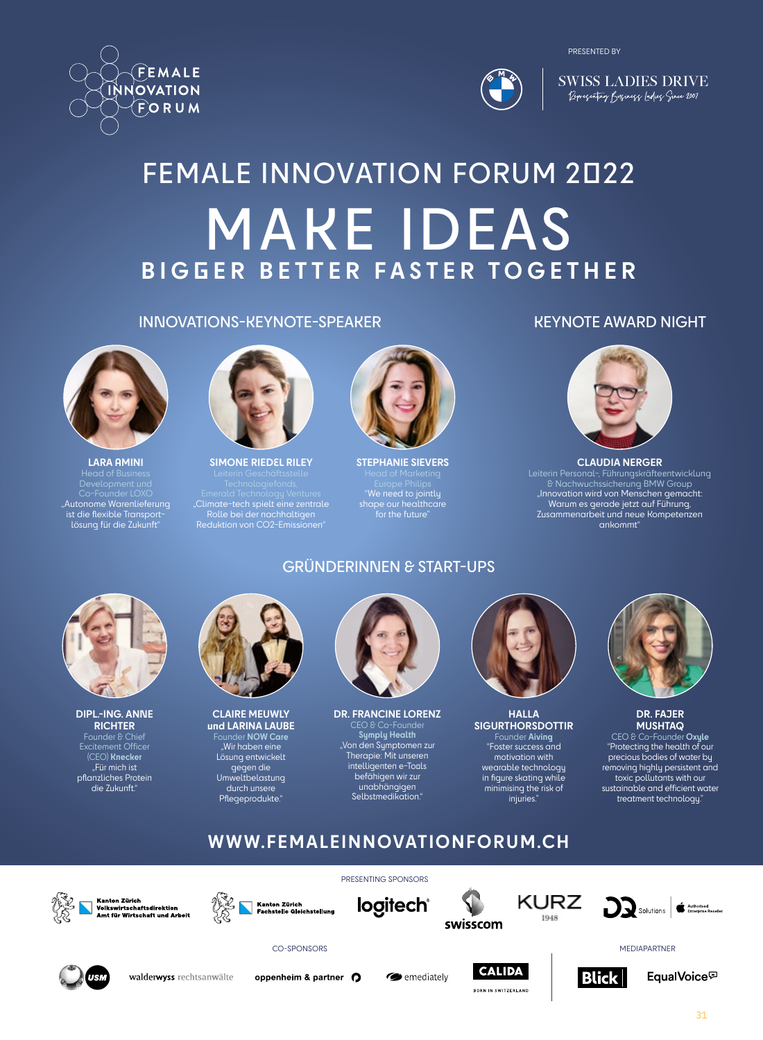FEMALE INNOVATION FORUM

PRESENTED BY

SWISS LADIES DRIVE
Representing Business Ladies Since 2007

# FEMALE INNOVATION FORUM 2022

# MAKE IDEAS

## BIGGER BETTER FASTER TOGETHER

### INNOVATIONS-KEYNOTE-SPEAKER

**LARA AMINI**
Head of Business Development und Co-Founder LOXO
„Autonome Warenlieferung ist die flexible Transportlösung für die Zukunft"

**SIMONE RIEDEL RILEY**
Leiterin Geschäftsstelle Technologiefonds, Emerald Technology Ventures
„Climate-tech spielt eine zentrale Rolle bei der nachhaltigen Reduktion von $CO_2$-Emissionen"

**STEPHANIE SIEVERS**
Head of Marketing Europe Philips
"We need to jointly shape our healthcare for the future"

### KEYNOTE AWARD NIGHT

**CLAUDIA NERGER**
Leiterin Personal-, Führungskräfteentwicklung & Nachwuchssicherung BMW Group
„Innovation wird von Menschen gemacht: Warum es gerade jetzt auf Führung, Zusammenarbeit und neue Kompetenzen ankommt"

### GRÜNDERINNEN & START-UPS

**DIPL.-ING. ANNE RICHTER**
Founder & Chief Excitement Officer (CEO) **Knecker**
„Für mich ist pflanzliches Protein die Zukunft."

**CLAIRE MEUWLY und LARINA LAUBE**
Founder **NOW Care**
„Wir haben eine Lösung entwickelt gegen die Umweltbelastung durch unsere Pflegeprodukte."

**DR. FRANCINE LORENZ**
CEO & Co-Founder **Symply Health**
„Von den Symptomen zur Therapie: Mit unseren intelligenten e-Tools befähigen wir zur unabhängigen Selbstmedikation."

**HALLA SIGURTHORSDOTTIR**
Founder **Aiving**
"Foster success and motivation with wearable technology in figure skating while minimising the risk of injuries."

**DR. FAJER MUSHTAQ**
CEO & Co-Founder **Oxyle**
"Protecting the health of our precious bodies of water by removing highly persistent and toxic pollutants with our sustainable and efficient water treatment technology."

## WWW.FEMALEINNOVATIONFORUM.CH

PRESENTING SPONSORS

Kanton Zürich Volkswirtschaftsdirektion Amt für Wirtschaft und Arbeit · Kanton Zürich Fachstelle Gleichstellung · logitech · swisscom · KURZ 1948 · DQ Solutions · Authorised Enterprise Reseller

CO-SPONSORS

USM · walderwyss rechtsanwälte · oppenheim & partner · emediately · CALIDA BORN IN SWITZERLAND

MEDIAPARTNER

Blick · EqualVoice